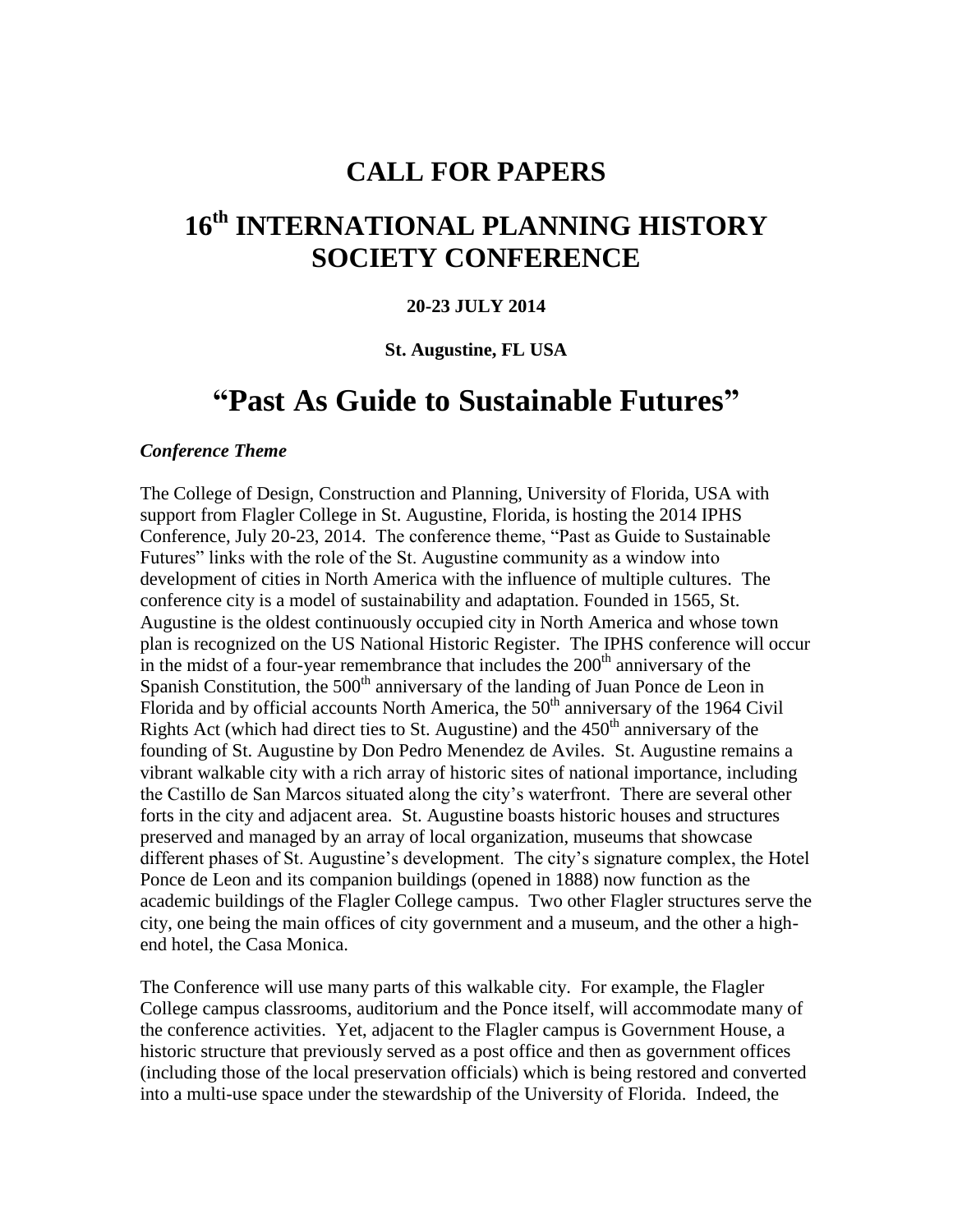# CALL FOR PAPERS

# 16th INTERNATIONAL PLANNING HISTORY SOCIETY CONFERENCE

**20-23 JULY 2014**

**St. Augustine, FL USA**

# "Past As Guide to Sustainable Futures"

***Conference Theme***

The College of Design, Construction and Planning, University of Florida, USA with support from Flagler College in St. Augustine, Florida, is hosting the 2014 IPHS Conference, July 20-23, 2014. The conference theme, "Past as Guide to Sustainable Futures" links with the role of the St. Augustine community as a window into development of cities in North America with the influence of multiple cultures. The conference city is a model of sustainability and adaptation. Founded in 1565, St. Augustine is the oldest continuously occupied city in North America and whose town plan is recognized on the US National Historic Register. The IPHS conference will occur in the midst of a four-year remembrance that includes the 200th anniversary of the Spanish Constitution, the 500th anniversary of the landing of Juan Ponce de Leon in Florida and by official accounts North America, the 50th anniversary of the 1964 Civil Rights Act (which had direct ties to St. Augustine) and the 450th anniversary of the founding of St. Augustine by Don Pedro Menendez de Aviles. St. Augustine remains a vibrant walkable city with a rich array of historic sites of national importance, including the Castillo de San Marcos situated along the city's waterfront. There are several other forts in the city and adjacent area. St. Augustine boasts historic houses and structures preserved and managed by an array of local organization, museums that showcase different phases of St. Augustine's development. The city's signature complex, the Hotel Ponce de Leon and its companion buildings (opened in 1888) now function as the academic buildings of the Flagler College campus. Two other Flagler structures serve the city, one being the main offices of city government and a museum, and the other a high-end hotel, the Casa Monica.

The Conference will use many parts of this walkable city. For example, the Flagler College campus classrooms, auditorium and the Ponce itself, will accommodate many of the conference activities. Yet, adjacent to the Flagler campus is Government House, a historic structure that previously served as a post office and then as government offices (including those of the local preservation officials) which is being restored and converted into a multi-use space under the stewardship of the University of Florida. Indeed, the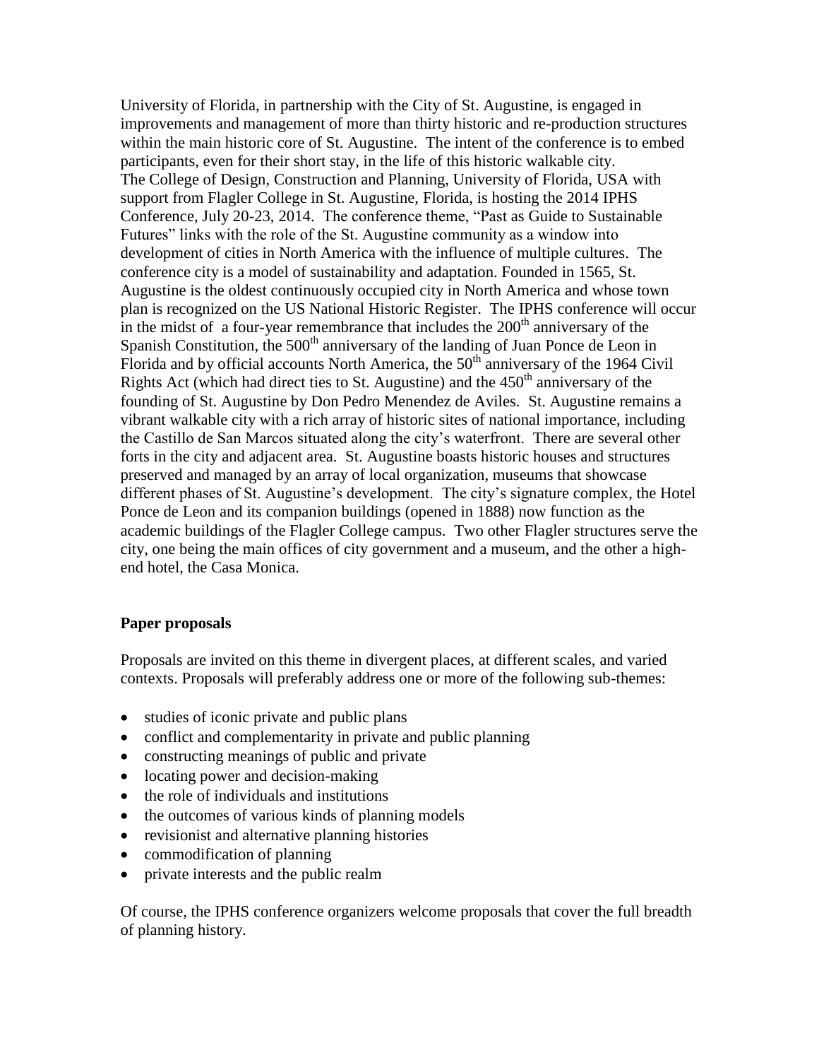University of Florida, in partnership with the City of St. Augustine, is engaged in improvements and management of more than thirty historic and re-production structures within the main historic core of St. Augustine. The intent of the conference is to embed participants, even for their short stay, in the life of this historic walkable city.
The College of Design, Construction and Planning, University of Florida, USA with support from Flagler College in St. Augustine, Florida, is hosting the 2014 IPHS Conference, July 20-23, 2014. The conference theme, "Past as Guide to Sustainable Futures" links with the role of the St. Augustine community as a window into development of cities in North America with the influence of multiple cultures. The conference city is a model of sustainability and adaptation. Founded in 1565, St. Augustine is the oldest continuously occupied city in North America and whose town plan is recognized on the US National Historic Register. The IPHS conference will occur in the midst of a four-year remembrance that includes the 200th anniversary of the Spanish Constitution, the 500th anniversary of the landing of Juan Ponce de Leon in Florida and by official accounts North America, the 50th anniversary of the 1964 Civil Rights Act (which had direct ties to St. Augustine) and the 450th anniversary of the founding of St. Augustine by Don Pedro Menendez de Aviles. St. Augustine remains a vibrant walkable city with a rich array of historic sites of national importance, including the Castillo de San Marcos situated along the city's waterfront. There are several other forts in the city and adjacent area. St. Augustine boasts historic houses and structures preserved and managed by an array of local organization, museums that showcase different phases of St. Augustine's development. The city's signature complex, the Hotel Ponce de Leon and its companion buildings (opened in 1888) now function as the academic buildings of the Flagler College campus. Two other Flagler structures serve the city, one being the main offices of city government and a museum, and the other a high-end hotel, the Casa Monica.

**Paper proposals**

Proposals are invited on this theme in divergent places, at different scales, and varied contexts. Proposals will preferably address one or more of the following sub-themes:

- studies of iconic private and public plans
- conflict and complementarity in private and public planning
- constructing meanings of public and private
- locating power and decision-making
- the role of individuals and institutions
- the outcomes of various kinds of planning models
- revisionist and alternative planning histories
- commodification of planning
- private interests and the public realm

Of course, the IPHS conference organizers welcome proposals that cover the full breadth of planning history.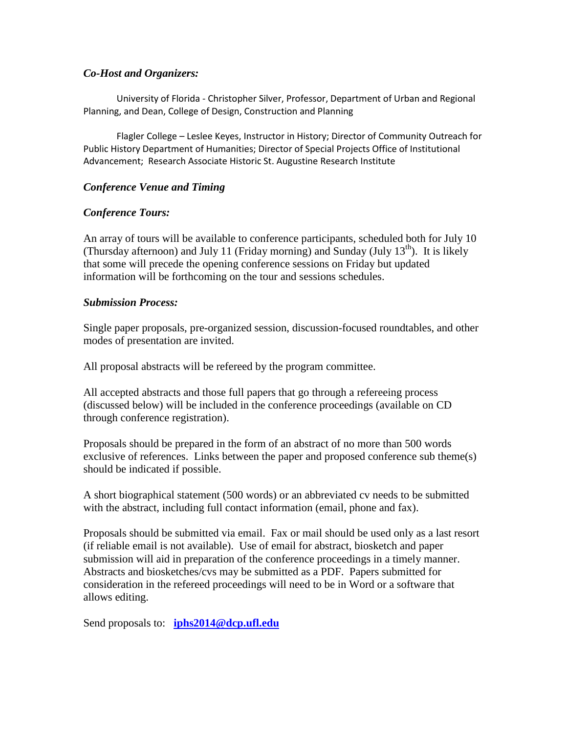***Co-Host and Organizers:***

University of Florida - Christopher Silver, Professor, Department of Urban and Regional Planning, and Dean, College of Design, Construction and Planning

Flagler College – Leslee Keyes, Instructor in History; Director of Community Outreach for Public History Department of Humanities; Director of Special Projects Office of Institutional Advancement; Research Associate Historic St. Augustine Research Institute

***Conference Venue and Timing***

***Conference Tours:***

An array of tours will be available to conference participants, scheduled both for July 10 (Thursday afternoon) and July 11 (Friday morning) and Sunday (July 13th). It is likely that some will precede the opening conference sessions on Friday but updated information will be forthcoming on the tour and sessions schedules.

***Submission Process:***

Single paper proposals, pre-organized session, discussion-focused roundtables, and other modes of presentation are invited.

All proposal abstracts will be refereed by the program committee.

All accepted abstracts and those full papers that go through a refereeing process (discussed below) will be included in the conference proceedings (available on CD through conference registration).

Proposals should be prepared in the form of an abstract of no more than 500 words exclusive of references. Links between the paper and proposed conference sub theme(s) should be indicated if possible.

A short biographical statement (500 words) or an abbreviated cv needs to be submitted with the abstract, including full contact information (email, phone and fax).

Proposals should be submitted via email. Fax or mail should be used only as a last resort (if reliable email is not available). Use of email for abstract, biosketch and paper submission will aid in preparation of the conference proceedings in a timely manner. Abstracts and biosketches/cvs may be submitted as a PDF. Papers submitted for consideration in the refereed proceedings will need to be in Word or a software that allows editing.

Send proposals to: **iphs2014@dcp.ufl.edu**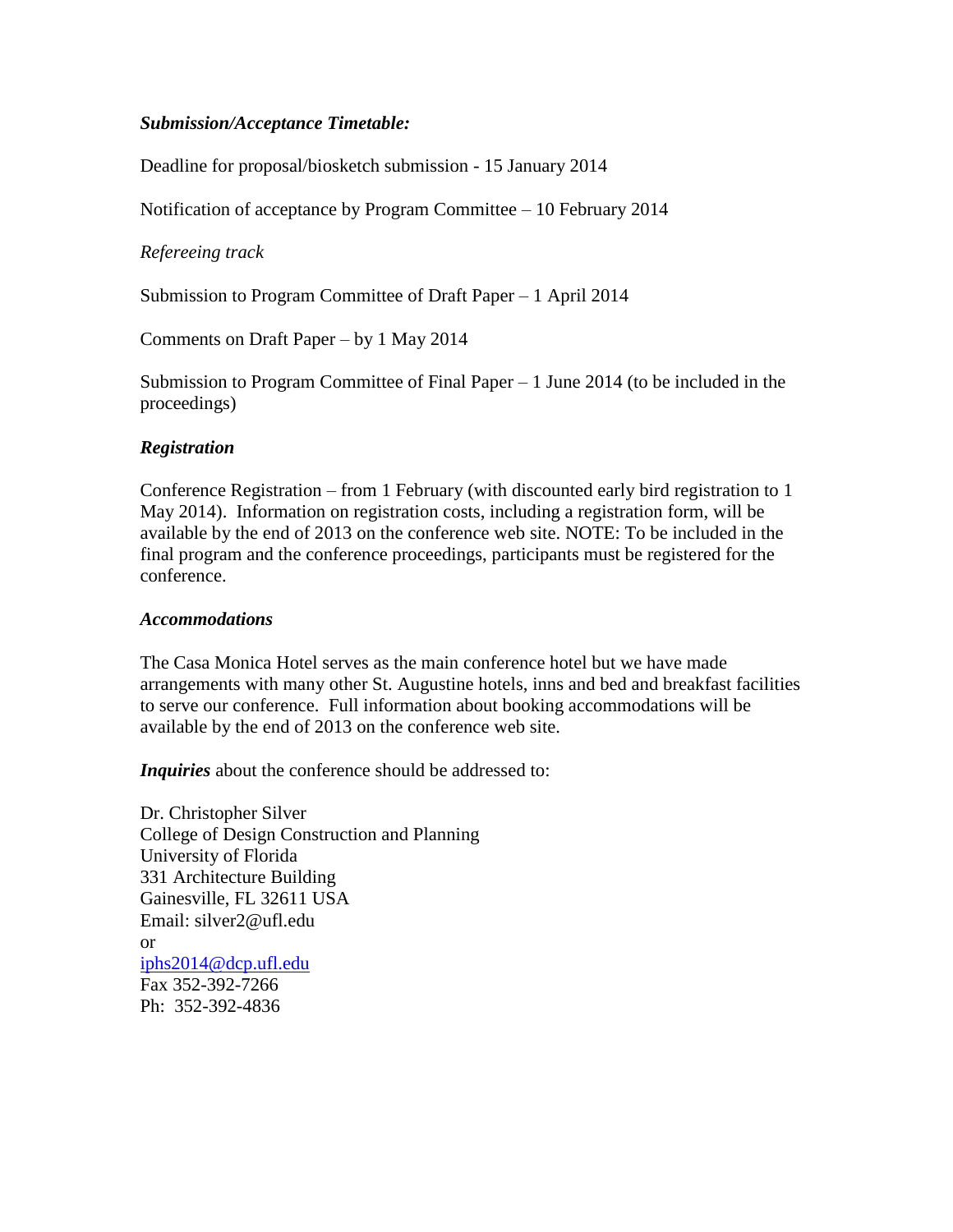***Submission/Acceptance Timetable:***

Deadline for proposal/biosketch submission - 15 January 2014

Notification of acceptance by Program Committee – 10 February 2014

*Refereeing track*

Submission to Program Committee of Draft Paper – 1 April 2014

Comments on Draft Paper – by 1 May 2014

Submission to Program Committee of Final Paper – 1 June 2014 (to be included in the proceedings)

***Registration***

Conference Registration – from 1 February (with discounted early bird registration to 1 May 2014). Information on registration costs, including a registration form, will be available by the end of 2013 on the conference web site. NOTE: To be included in the final program and the conference proceedings, participants must be registered for the conference.

***Accommodations***

The Casa Monica Hotel serves as the main conference hotel but we have made arrangements with many other St. Augustine hotels, inns and bed and breakfast facilities to serve our conference. Full information about booking accommodations will be available by the end of 2013 on the conference web site.

***Inquiries*** about the conference should be addressed to:

Dr. Christopher Silver  
College of Design Construction and Planning  
University of Florida  
331 Architecture Building  
Gainesville, FL 32611 USA  
Email: silver2@ufl.edu  
or  
iphs2014@dcp.ufl.edu  
Fax 352-392-7266  
Ph: 352-392-4836